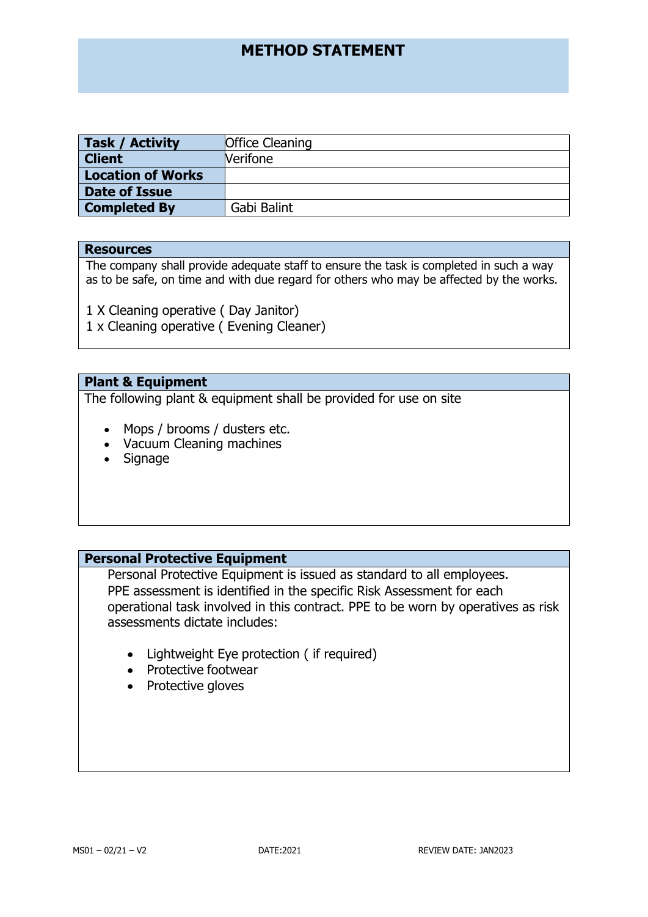# METHOD STATEMENT

| Task / Activity | Office Cleaning |
|---|---|
| Client | Verifone |
| Location of Works | |
| Date of Issue | |
| Completed By | Gabi Balint |

## Resources

The company shall provide adequate staff to ensure the task is completed in such a way as to be safe, on time and with due regard for others who may be affected by the works.

1 X Cleaning operative ( Day Janitor)
1 x Cleaning operative ( Evening Cleaner)

## Plant & Equipment

The following plant & equipment shall be provided for use on site

- Mops / brooms / dusters etc.
- Vacuum Cleaning machines
- Signage

## Personal Protective Equipment

Personal Protective Equipment is issued as standard to all employees. PPE assessment is identified in the specific Risk Assessment for each operational task involved in this contract. PPE to be worn by operatives as risk assessments dictate includes:

- Lightweight Eye protection ( if required)
- Protective footwear
- Protective gloves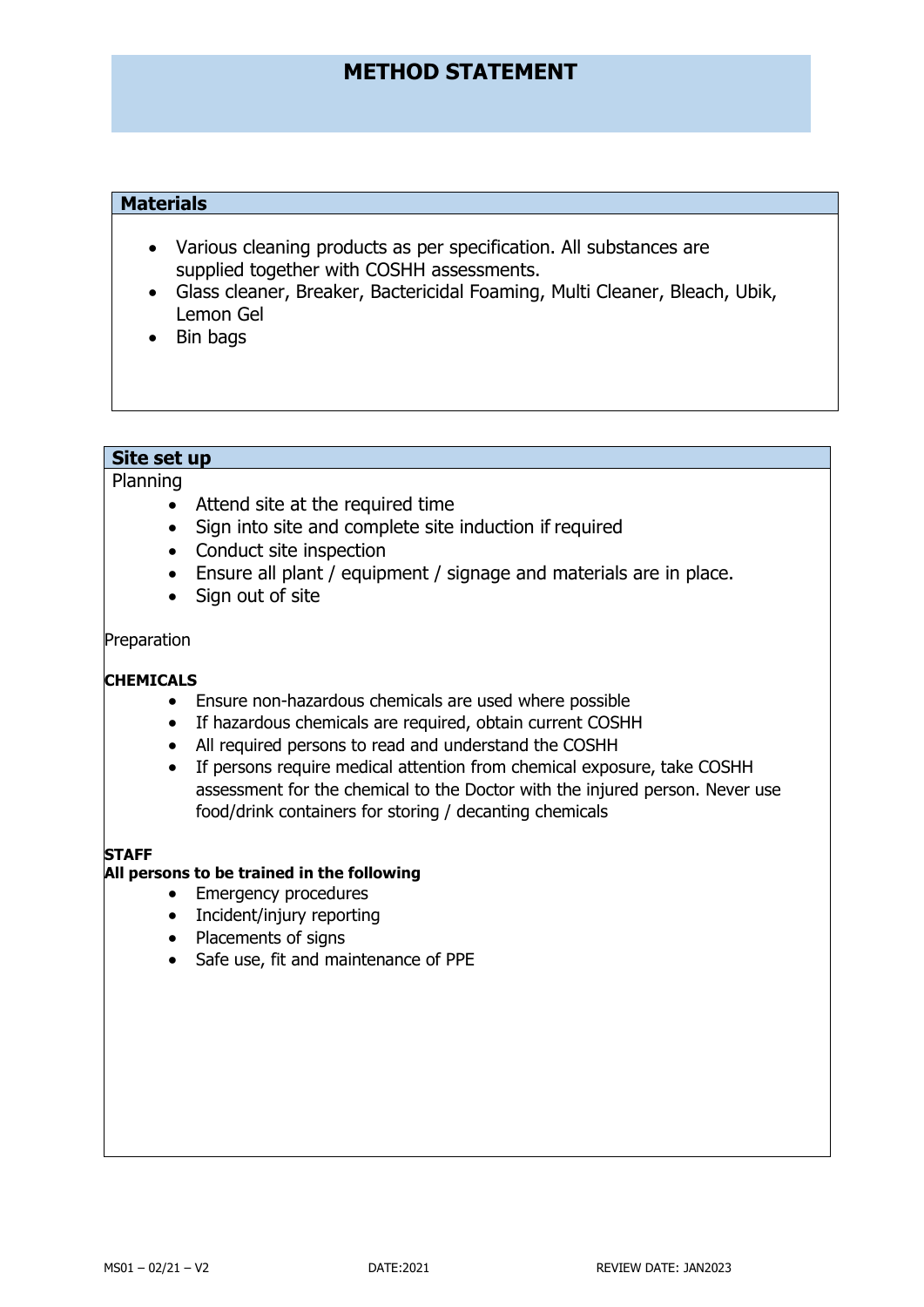# METHOD STATEMENT

## Materials

- Various cleaning products as per specification. All substances are supplied together with COSHH assessments.
- Glass cleaner, Breaker, Bactericidal Foaming, Multi Cleaner, Bleach, Ubik, Lemon Gel
- Bin bags

## Site set up

Planning

- Attend site at the required time
- Sign into site and complete site induction if required
- Conduct site inspection
- Ensure all plant / equipment / signage and materials are in place.
- Sign out of site

Preparation

**CHEMICALS**

- Ensure non-hazardous chemicals are used where possible
- If hazardous chemicals are required, obtain current COSHH
- All required persons to read and understand the COSHH
- If persons require medical attention from chemical exposure, take COSHH assessment for the chemical to the Doctor with the injured person. Never use food/drink containers for storing / decanting chemicals

**STAFF**

**All persons to be trained in the following**

- Emergency procedures
- Incident/injury reporting
- Placements of signs
- Safe use, fit and maintenance of PPE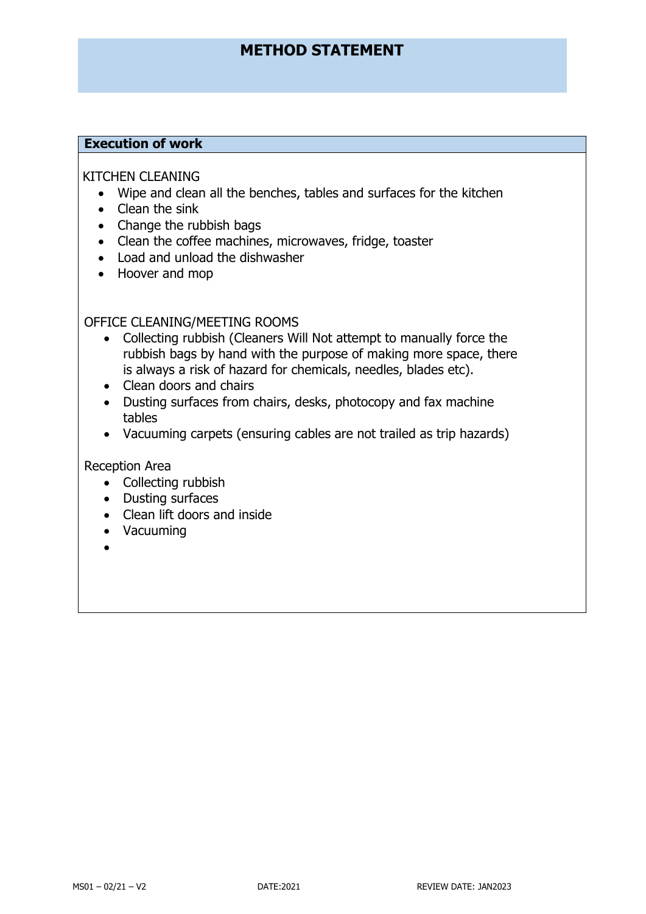# METHOD STATEMENT

## Execution of work

KITCHEN CLEANING

- Wipe and clean all the benches, tables and surfaces for the kitchen
- Clean the sink
- Change the rubbish bags
- Clean the coffee machines, microwaves, fridge, toaster
- Load and unload the dishwasher
- Hoover and mop

OFFICE CLEANING/MEETING ROOMS

- Collecting rubbish (Cleaners Will Not attempt to manually force the rubbish bags by hand with the purpose of making more space, there is always a risk of hazard for chemicals, needles, blades etc).
- Clean doors and chairs
- Dusting surfaces from chairs, desks, photocopy and fax machine tables
- Vacuuming carpets (ensuring cables are not trailed as trip hazards)

Reception Area

- Collecting rubbish
- Dusting surfaces
- Clean lift doors and inside
- Vacuuming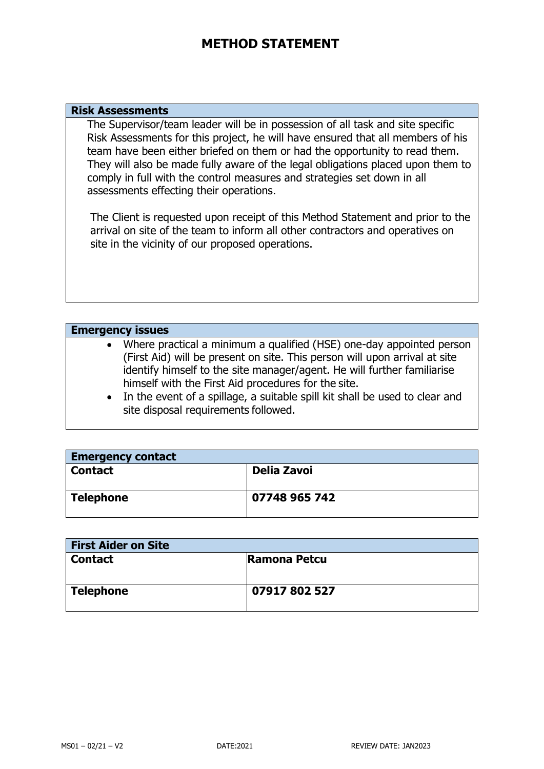# METHOD STATEMENT

| Risk Assessments |
|---|
| The Supervisor/team leader will be in possession of all task and site specific Risk Assessments for this project, he will have ensured that all members of his team have been either briefed on them or had the opportunity to read them. They will also be made fully aware of the legal obligations placed upon them to comply in full with the control measures and strategies set down in all assessments effecting their operations.<br><br>The Client is requested upon receipt of this Method Statement and prior to the arrival on site of the team to inform all other contractors and operatives on site in the vicinity of our proposed operations. |

| Emergency issues |
|---|
| • Where practical a minimum a qualified (HSE) one-day appointed person (First Aid) will be present on site. This person will upon arrival at site identify himself to the site manager/agent. He will further familiarise himself with the First Aid procedures for the site.<br>• In the event of a spillage, a suitable spill kit shall be used to clear and site disposal requirements followed. |

| Emergency contact | |
|---|---|
| **Contact** | **Delia Zavoi** |
| **Telephone** | **07748 965 742** |

| First Aider on Site | |
|---|---|
| **Contact** | **Ramona Petcu** |
| **Telephone** | **07917 802 527** |

MS01 – 02/21 – V2 DATE:2021 REVIEW DATE: JAN2023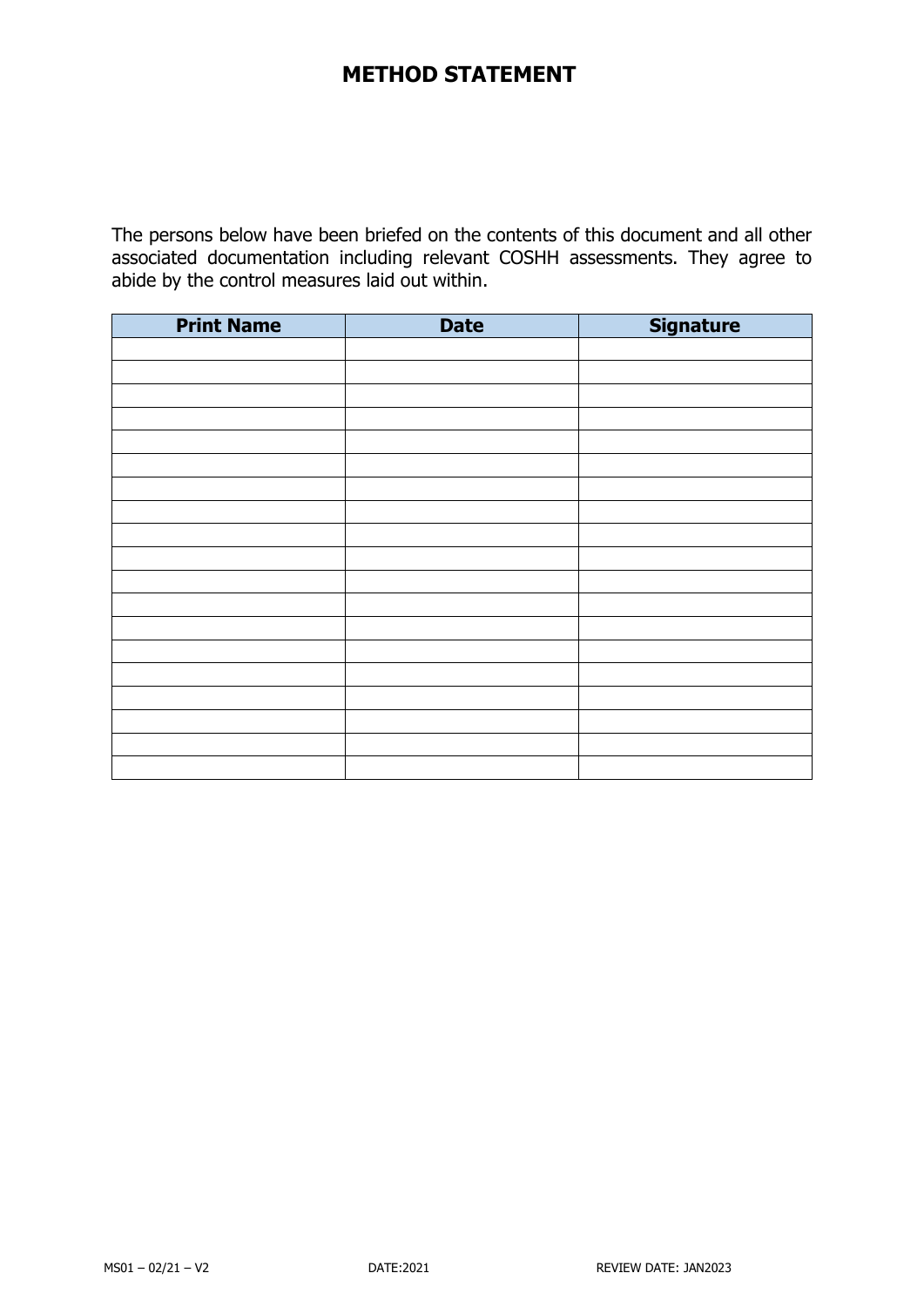# METHOD STATEMENT

The persons below have been briefed on the contents of this document and all other associated documentation including relevant COSHH assessments. They agree to abide by the control measures laid out within.

| Print Name | Date | Signature |
|---|---|---|
| | | |
| | | |
| | | |
| | | |
| | | |
| | | |
| | | |
| | | |
| | | |
| | | |
| | | |
| | | |
| | | |
| | | |
| | | |
| | | |
| | | |
| | | |
| | | |